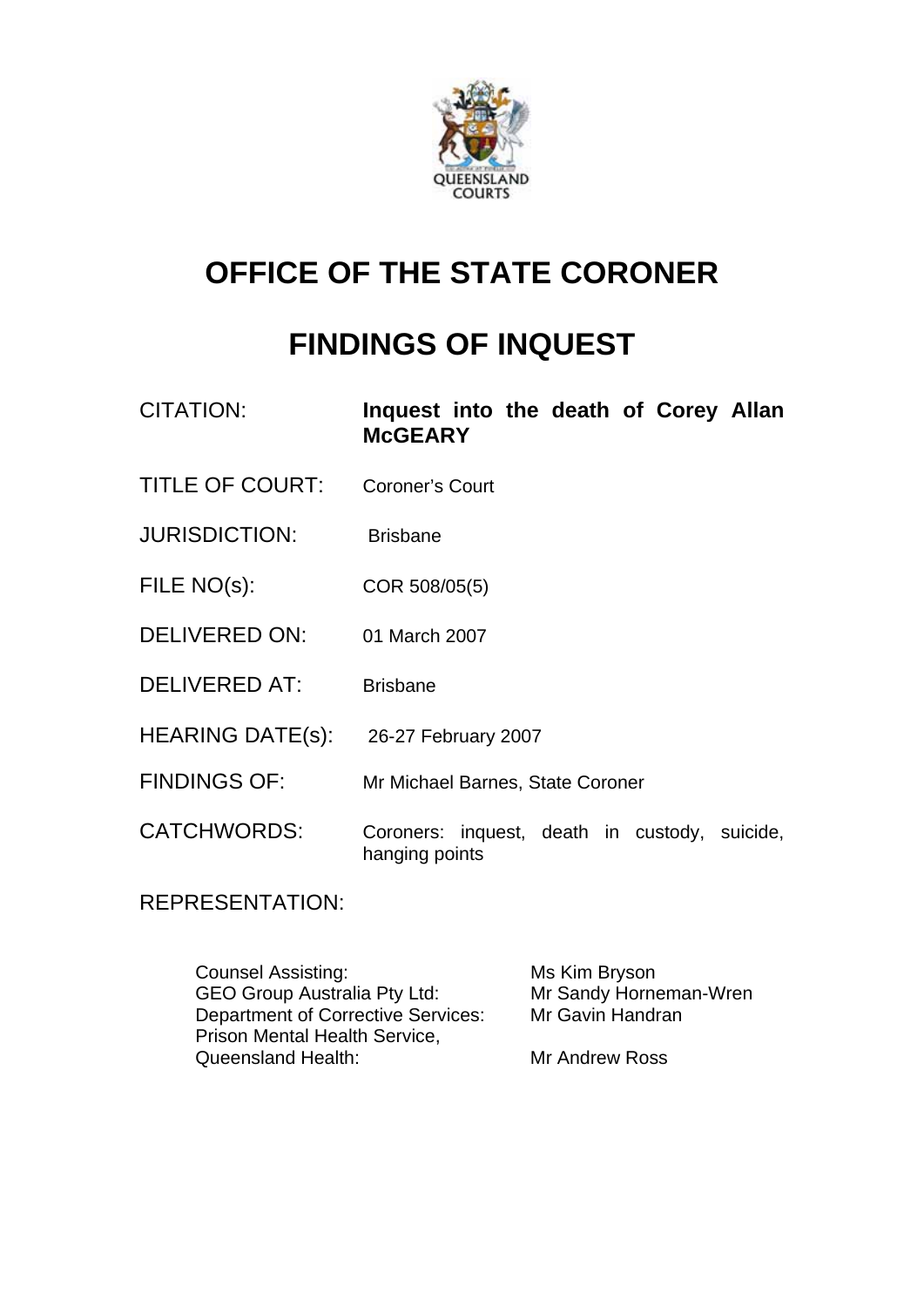QUEENSLAND COURTS

# OFFICE OF THE STATE CORONER

# FINDINGS OF INQUEST

| | |
|---|---|
| CITATION: | **Inquest into the death of Corey Allan McGEARY** |
| TITLE OF COURT: | Coroner's Court |
| JURISDICTION: | Brisbane |
| FILE NO(s): | COR 508/05(5) |
| DELIVERED ON: | 01 March 2007 |
| DELIVERED AT: | Brisbane |
| HEARING DATE(s): | 26-27 February 2007 |
| FINDINGS OF: | Mr Michael Barnes, State Coroner |
| CATCHWORDS: | Coroners: inquest, death in custody, suicide, hanging points |

REPRESENTATION:

| | |
|---|---|
| Counsel Assisting: | Ms Kim Bryson |
| GEO Group Australia Pty Ltd: | Mr Sandy Horneman-Wren |
| Department of Corrective Services: | Mr Gavin Handran |
| Prison Mental Health Service, Queensland Health: | Mr Andrew Ross |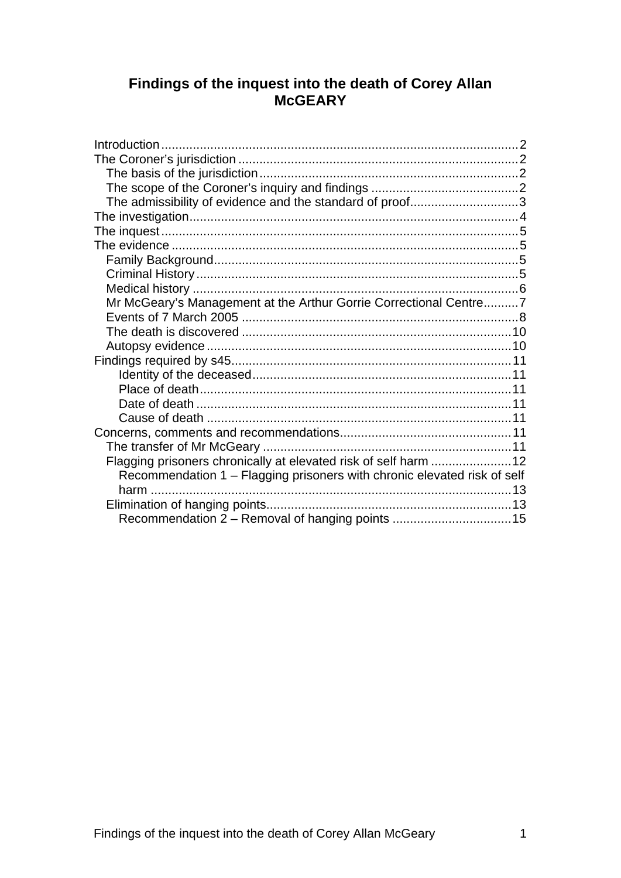# Findings of the inquest into the death of Corey Allan McGEARY

Introduction .......... 2
The Coroner's jurisdiction .......... 2
  The basis of the jurisdiction .......... 2
  The scope of the Coroner's inquiry and findings .......... 2
  The admissibility of evidence and the standard of proof .......... 3
The investigation .......... 4
The inquest .......... 5
The evidence .......... 5
  Family Background .......... 5
  Criminal History .......... 5
  Medical history .......... 6
  Mr McGeary's Management at the Arthur Gorrie Correctional Centre .......... 7
  Events of 7 March 2005 .......... 8
  The death is discovered .......... 10
  Autopsy evidence .......... 10
Findings required by s45 .......... 11
    Identity of the deceased .......... 11
    Place of death .......... 11
    Date of death .......... 11
    Cause of death .......... 11
Concerns, comments and recommendations .......... 11
  The transfer of Mr McGeary .......... 11
  Flagging prisoners chronically at elevated risk of self harm .......... 12
    Recommendation 1 – Flagging prisoners with chronic elevated risk of self harm .......... 13
  Elimination of hanging points .......... 13
    Recommendation 2 – Removal of hanging points .......... 15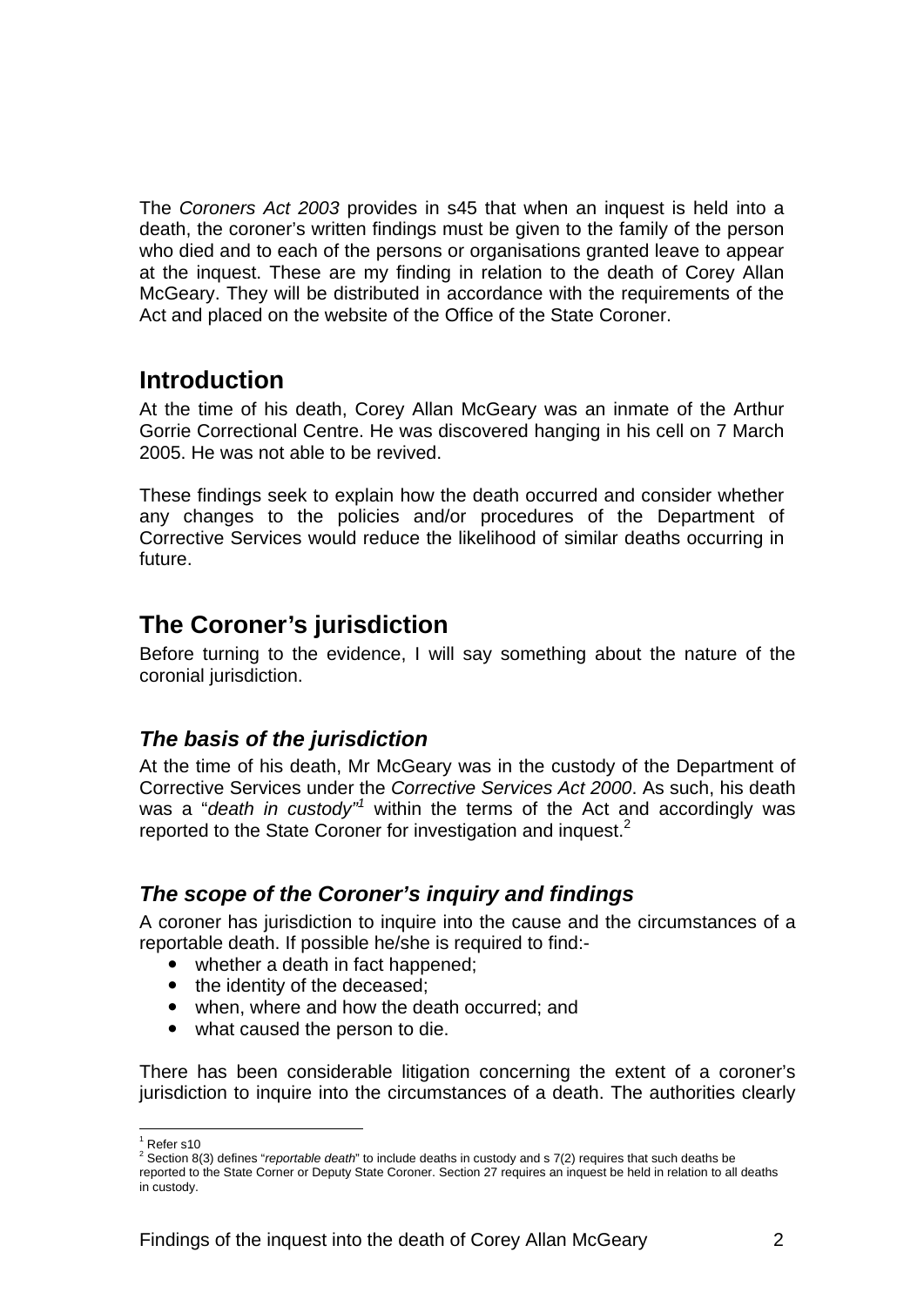The *Coroners Act 2003* provides in s45 that when an inquest is held into a death, the coroner's written findings must be given to the family of the person who died and to each of the persons or organisations granted leave to appear at the inquest. These are my finding in relation to the death of Corey Allan McGeary. They will be distributed in accordance with the requirements of the Act and placed on the website of the Office of the State Coroner.

## Introduction

At the time of his death, Corey Allan McGeary was an inmate of the Arthur Gorrie Correctional Centre. He was discovered hanging in his cell on 7 March 2005. He was not able to be revived.

These findings seek to explain how the death occurred and consider whether any changes to the policies and/or procedures of the Department of Corrective Services would reduce the likelihood of similar deaths occurring in future.

## The Coroner's jurisdiction

Before turning to the evidence, I will say something about the nature of the coronial jurisdiction.

### *The basis of the jurisdiction*

At the time of his death, Mr McGeary was in the custody of the Department of Corrective Services under the *Corrective Services Act 2000*. As such, his death was a "*death in custody*"[1] within the terms of the Act and accordingly was reported to the State Coroner for investigation and inquest.[2]

### *The scope of the Coroner's inquiry and findings*

A coroner has jurisdiction to inquire into the cause and the circumstances of a reportable death. If possible he/she is required to find:-

- whether a death in fact happened;
- the identity of the deceased;
- when, where and how the death occurred; and
- what caused the person to die.

There has been considerable litigation concerning the extent of a coroner's jurisdiction to inquire into the circumstances of a death. The authorities clearly

---

[1] Refer s10

[2] Section 8(3) defines "*reportable death*" to include deaths in custody and s 7(2) requires that such deaths be reported to the State Corner or Deputy State Coroner. Section 27 requires an inquest be held in relation to all deaths in custody.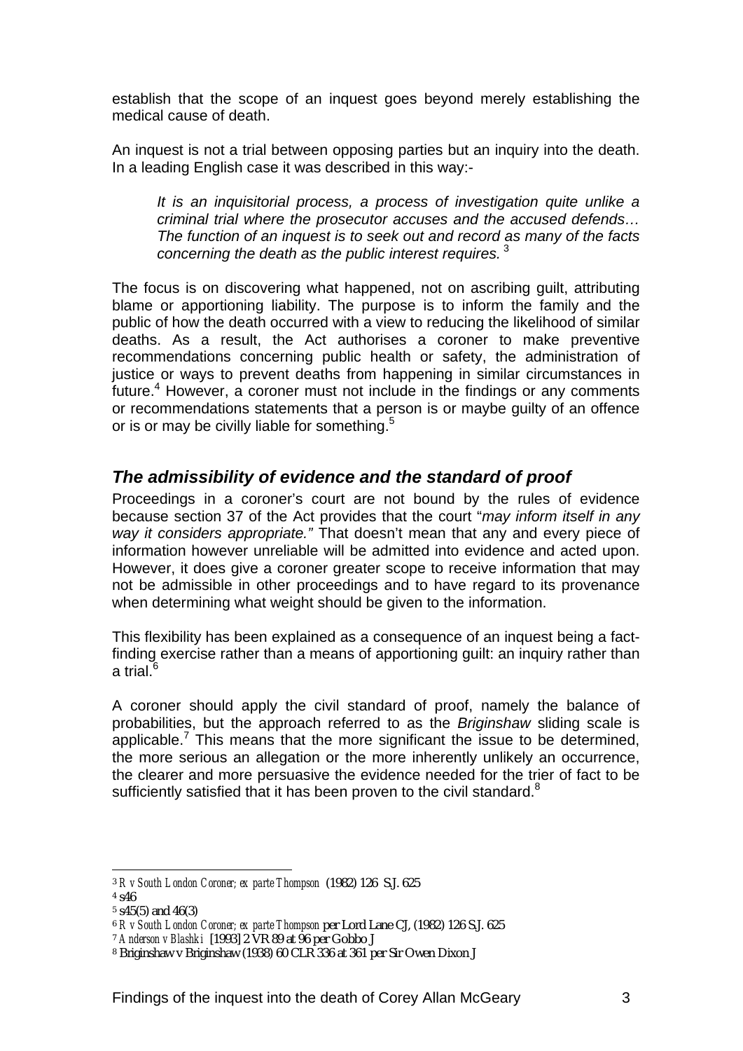establish that the scope of an inquest goes beyond merely establishing the medical cause of death.

An inquest is not a trial between opposing parties but an inquiry into the death. In a leading English case it was described in this way:-

> *It is an inquisitorial process, a process of investigation quite unlike a criminal trial where the prosecutor accuses and the accused defends… The function of an inquest is to seek out and record as many of the facts concerning the death as the public interest requires.* [3]

The focus is on discovering what happened, not on ascribing guilt, attributing blame or apportioning liability. The purpose is to inform the family and the public of how the death occurred with a view to reducing the likelihood of similar deaths. As a result, the Act authorises a coroner to make preventive recommendations concerning public health or safety, the administration of justice or ways to prevent deaths from happening in similar circumstances in future.[4] However, a coroner must not include in the findings or any comments or recommendations statements that a person is or maybe guilty of an offence or is or may be civilly liable for something.[5]

## *The admissibility of evidence and the standard of proof*

Proceedings in a coroner's court are not bound by the rules of evidence because section 37 of the Act provides that the court "*may inform itself in any way it considers appropriate."* That doesn't mean that any and every piece of information however unreliable will be admitted into evidence and acted upon. However, it does give a coroner greater scope to receive information that may not be admissible in other proceedings and to have regard to its provenance when determining what weight should be given to the information.

This flexibility has been explained as a consequence of an inquest being a fact-finding exercise rather than a means of apportioning guilt: an inquiry rather than a trial.[6]

A coroner should apply the civil standard of proof, namely the balance of probabilities, but the approach referred to as the *Briginshaw* sliding scale is applicable.[7] This means that the more significant the issue to be determined, the more serious an allegation or the more inherently unlikely an occurrence, the clearer and more persuasive the evidence needed for the trier of fact to be sufficiently satisfied that it has been proven to the civil standard.[8]

---

[3] *R v South London Coroner; ex parte Thompson* (1982) 126 S.J. 625

[4] s46

[5] s45(5) and 46(3)

[6] *R v South London Coroner; ex parte Thompson* per Lord Lane CJ, (1982) 126 S.J. 625

[7] *Anderson v Blashki* [1993] 2 VR 89 at 96 per Gobbo J

[8] Briginshaw v Briginshaw (1938) 60 CLR 336 at 361 per Sir Owen Dixon J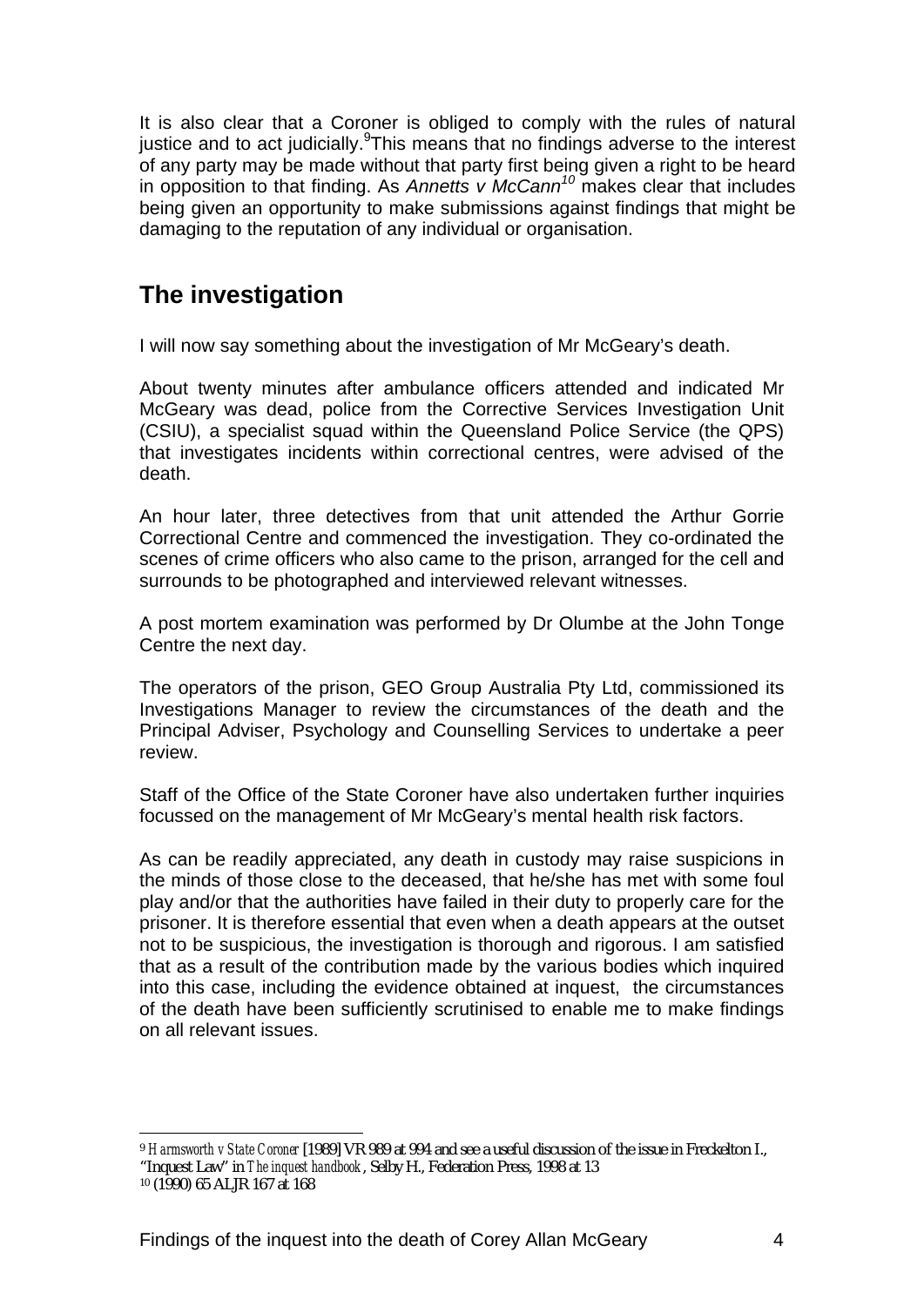It is also clear that a Coroner is obliged to comply with the rules of natural justice and to act judicially.[9] This means that no findings adverse to the interest of any party may be made without that party first being given a right to be heard in opposition to that finding. As *Annetts v McCann*[10] makes clear that includes being given an opportunity to make submissions against findings that might be damaging to the reputation of any individual or organisation.

## The investigation

I will now say something about the investigation of Mr McGeary's death.

About twenty minutes after ambulance officers attended and indicated Mr McGeary was dead, police from the Corrective Services Investigation Unit (CSIU), a specialist squad within the Queensland Police Service (the QPS) that investigates incidents within correctional centres, were advised of the death.

An hour later, three detectives from that unit attended the Arthur Gorrie Correctional Centre and commenced the investigation. They co-ordinated the scenes of crime officers who also came to the prison, arranged for the cell and surrounds to be photographed and interviewed relevant witnesses.

A post mortem examination was performed by Dr Olumbe at the John Tonge Centre the next day.

The operators of the prison, GEO Group Australia Pty Ltd, commissioned its Investigations Manager to review the circumstances of the death and the Principal Adviser, Psychology and Counselling Services to undertake a peer review.

Staff of the Office of the State Coroner have also undertaken further inquiries focussed on the management of Mr McGeary's mental health risk factors.

As can be readily appreciated, any death in custody may raise suspicions in the minds of those close to the deceased, that he/she has met with some foul play and/or that the authorities have failed in their duty to properly care for the prisoner. It is therefore essential that even when a death appears at the outset not to be suspicious, the investigation is thorough and rigorous. I am satisfied that as a result of the contribution made by the various bodies which inquired into this case, including the evidence obtained at inquest, the circumstances of the death have been sufficiently scrutinised to enable me to make findings on all relevant issues.

---

[9] *Harmsworth v State Coroner* [1989] VR 989 at 994 and see a useful discussion of the issue in Freckelton I., "Inquest Law" in *The inquest handbook*, Selby H., Federation Press, 1998 at 13

[10] (1990) 65 ALJR 167 at 168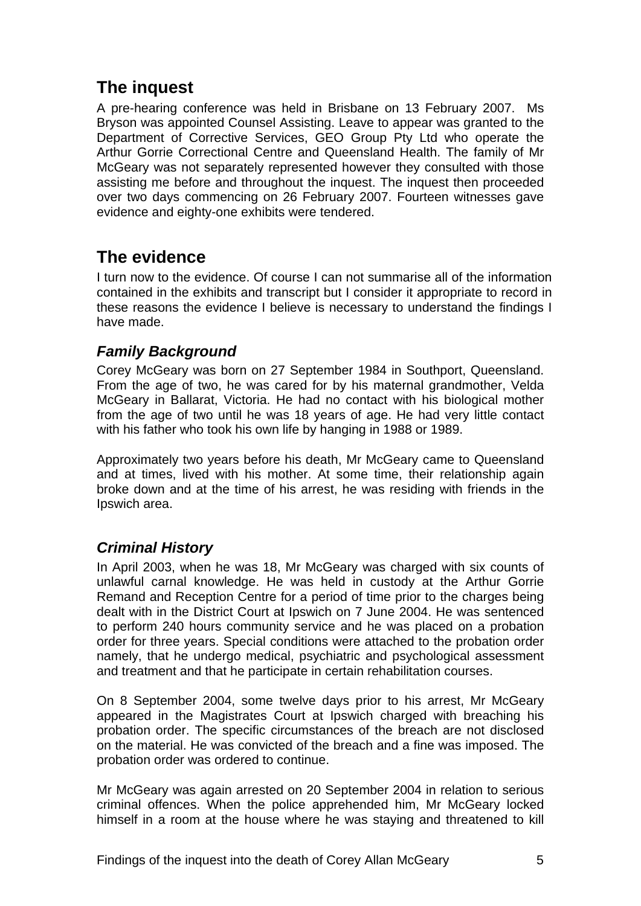## The inquest

A pre-hearing conference was held in Brisbane on 13 February 2007. Ms Bryson was appointed Counsel Assisting. Leave to appear was granted to the Department of Corrective Services, GEO Group Pty Ltd who operate the Arthur Gorrie Correctional Centre and Queensland Health. The family of Mr McGeary was not separately represented however they consulted with those assisting me before and throughout the inquest. The inquest then proceeded over two days commencing on 26 February 2007. Fourteen witnesses gave evidence and eighty-one exhibits were tendered.

## The evidence

I turn now to the evidence. Of course I can not summarise all of the information contained in the exhibits and transcript but I consider it appropriate to record in these reasons the evidence I believe is necessary to understand the findings I have made.

### *Family Background*

Corey McGeary was born on 27 September 1984 in Southport, Queensland. From the age of two, he was cared for by his maternal grandmother, Velda McGeary in Ballarat, Victoria. He had no contact with his biological mother from the age of two until he was 18 years of age. He had very little contact with his father who took his own life by hanging in 1988 or 1989.

Approximately two years before his death, Mr McGeary came to Queensland and at times, lived with his mother. At some time, their relationship again broke down and at the time of his arrest, he was residing with friends in the Ipswich area.

### *Criminal History*

In April 2003, when he was 18, Mr McGeary was charged with six counts of unlawful carnal knowledge. He was held in custody at the Arthur Gorrie Remand and Reception Centre for a period of time prior to the charges being dealt with in the District Court at Ipswich on 7 June 2004. He was sentenced to perform 240 hours community service and he was placed on a probation order for three years. Special conditions were attached to the probation order namely, that he undergo medical, psychiatric and psychological assessment and treatment and that he participate in certain rehabilitation courses.

On 8 September 2004, some twelve days prior to his arrest, Mr McGeary appeared in the Magistrates Court at Ipswich charged with breaching his probation order. The specific circumstances of the breach are not disclosed on the material. He was convicted of the breach and a fine was imposed. The probation order was ordered to continue.

Mr McGeary was again arrested on 20 September 2004 in relation to serious criminal offences. When the police apprehended him, Mr McGeary locked himself in a room at the house where he was staying and threatened to kill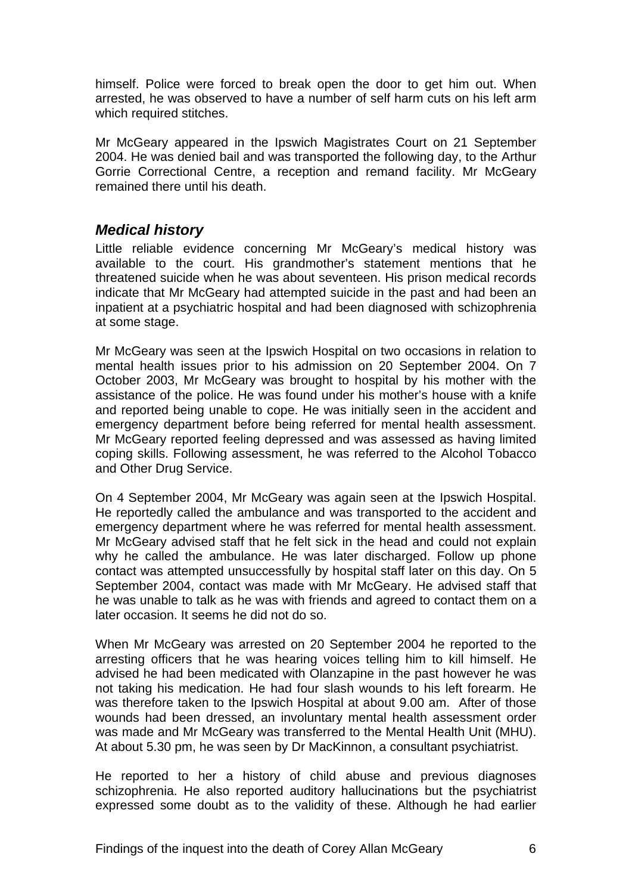himself. Police were forced to break open the door to get him out. When arrested, he was observed to have a number of self harm cuts on his left arm which required stitches.

Mr McGeary appeared in the Ipswich Magistrates Court on 21 September 2004. He was denied bail and was transported the following day, to the Arthur Gorrie Correctional Centre, a reception and remand facility. Mr McGeary remained there until his death.

## *Medical history*

Little reliable evidence concerning Mr McGeary's medical history was available to the court. His grandmother's statement mentions that he threatened suicide when he was about seventeen. His prison medical records indicate that Mr McGeary had attempted suicide in the past and had been an inpatient at a psychiatric hospital and had been diagnosed with schizophrenia at some stage.

Mr McGeary was seen at the Ipswich Hospital on two occasions in relation to mental health issues prior to his admission on 20 September 2004. On 7 October 2003, Mr McGeary was brought to hospital by his mother with the assistance of the police. He was found under his mother's house with a knife and reported being unable to cope. He was initially seen in the accident and emergency department before being referred for mental health assessment. Mr McGeary reported feeling depressed and was assessed as having limited coping skills. Following assessment, he was referred to the Alcohol Tobacco and Other Drug Service.

On 4 September 2004, Mr McGeary was again seen at the Ipswich Hospital. He reportedly called the ambulance and was transported to the accident and emergency department where he was referred for mental health assessment. Mr McGeary advised staff that he felt sick in the head and could not explain why he called the ambulance. He was later discharged. Follow up phone contact was attempted unsuccessfully by hospital staff later on this day. On 5 September 2004, contact was made with Mr McGeary. He advised staff that he was unable to talk as he was with friends and agreed to contact them on a later occasion. It seems he did not do so.

When Mr McGeary was arrested on 20 September 2004 he reported to the arresting officers that he was hearing voices telling him to kill himself. He advised he had been medicated with Olanzapine in the past however he was not taking his medication. He had four slash wounds to his left forearm. He was therefore taken to the Ipswich Hospital at about 9.00 am. After of those wounds had been dressed, an involuntary mental health assessment order was made and Mr McGeary was transferred to the Mental Health Unit (MHU). At about 5.30 pm, he was seen by Dr MacKinnon, a consultant psychiatrist.

He reported to her a history of child abuse and previous diagnoses schizophrenia. He also reported auditory hallucinations but the psychiatrist expressed some doubt as to the validity of these. Although he had earlier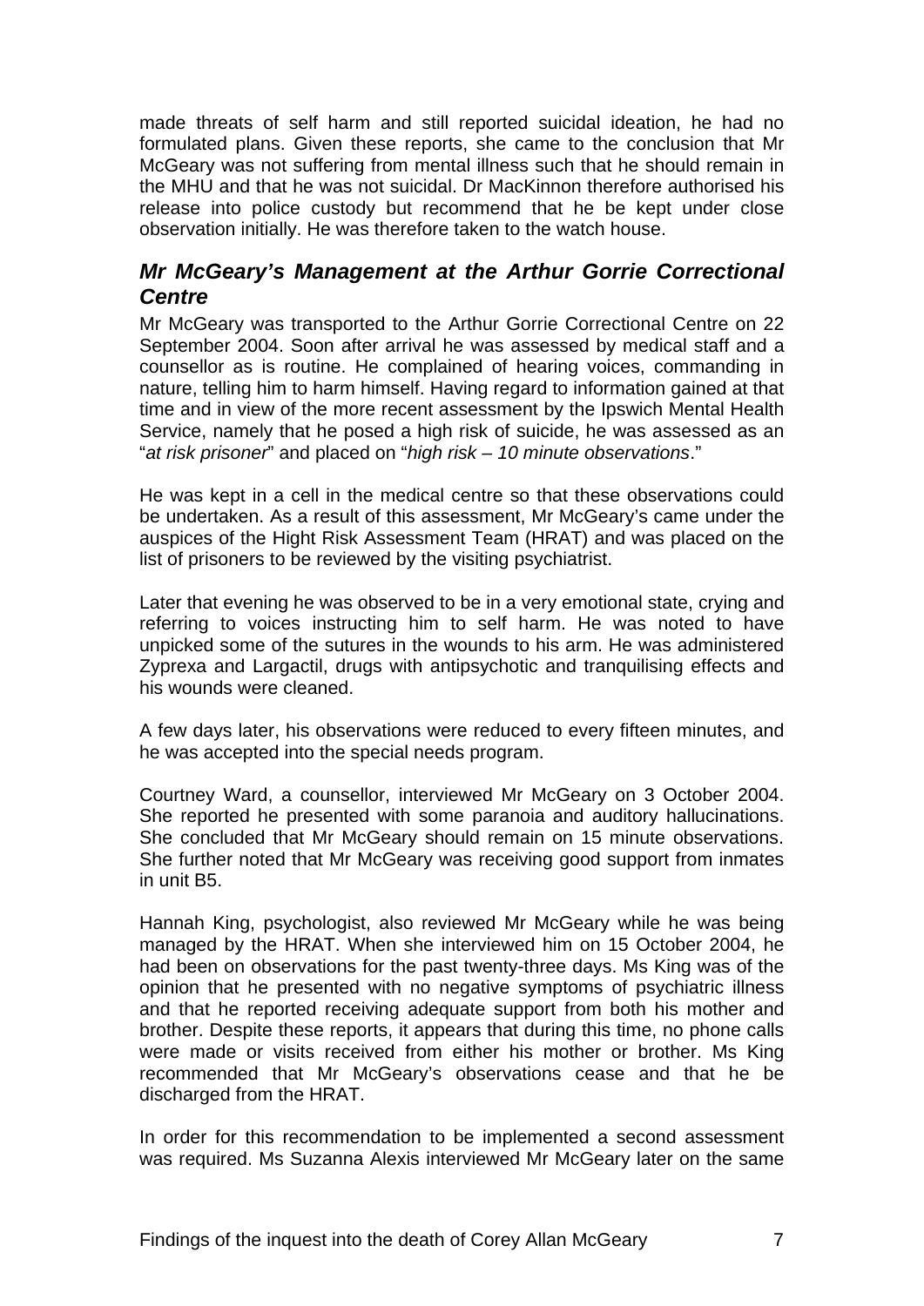made threats of self harm and still reported suicidal ideation, he had no formulated plans. Given these reports, she came to the conclusion that Mr McGeary was not suffering from mental illness such that he should remain in the MHU and that he was not suicidal. Dr MacKinnon therefore authorised his release into police custody but recommend that he be kept under close observation initially. He was therefore taken to the watch house.

## *Mr McGeary's Management at the Arthur Gorrie Correctional Centre*

Mr McGeary was transported to the Arthur Gorrie Correctional Centre on 22 September 2004. Soon after arrival he was assessed by medical staff and a counsellor as is routine. He complained of hearing voices, commanding in nature, telling him to harm himself. Having regard to information gained at that time and in view of the more recent assessment by the Ipswich Mental Health Service, namely that he posed a high risk of suicide, he was assessed as an "*at risk prisoner*" and placed on "*high risk – 10 minute observations*."

He was kept in a cell in the medical centre so that these observations could be undertaken. As a result of this assessment, Mr McGeary's came under the auspices of the Hight Risk Assessment Team (HRAT) and was placed on the list of prisoners to be reviewed by the visiting psychiatrist.

Later that evening he was observed to be in a very emotional state, crying and referring to voices instructing him to self harm. He was noted to have unpicked some of the sutures in the wounds to his arm. He was administered Zyprexa and Largactil, drugs with antipsychotic and tranquilising effects and his wounds were cleaned.

A few days later, his observations were reduced to every fifteen minutes, and he was accepted into the special needs program.

Courtney Ward, a counsellor, interviewed Mr McGeary on 3 October 2004. She reported he presented with some paranoia and auditory hallucinations. She concluded that Mr McGeary should remain on 15 minute observations. She further noted that Mr McGeary was receiving good support from inmates in unit B5.

Hannah King, psychologist, also reviewed Mr McGeary while he was being managed by the HRAT. When she interviewed him on 15 October 2004, he had been on observations for the past twenty-three days. Ms King was of the opinion that he presented with no negative symptoms of psychiatric illness and that he reported receiving adequate support from both his mother and brother. Despite these reports, it appears that during this time, no phone calls were made or visits received from either his mother or brother. Ms King recommended that Mr McGeary's observations cease and that he be discharged from the HRAT.

In order for this recommendation to be implemented a second assessment was required. Ms Suzanna Alexis interviewed Mr McGeary later on the same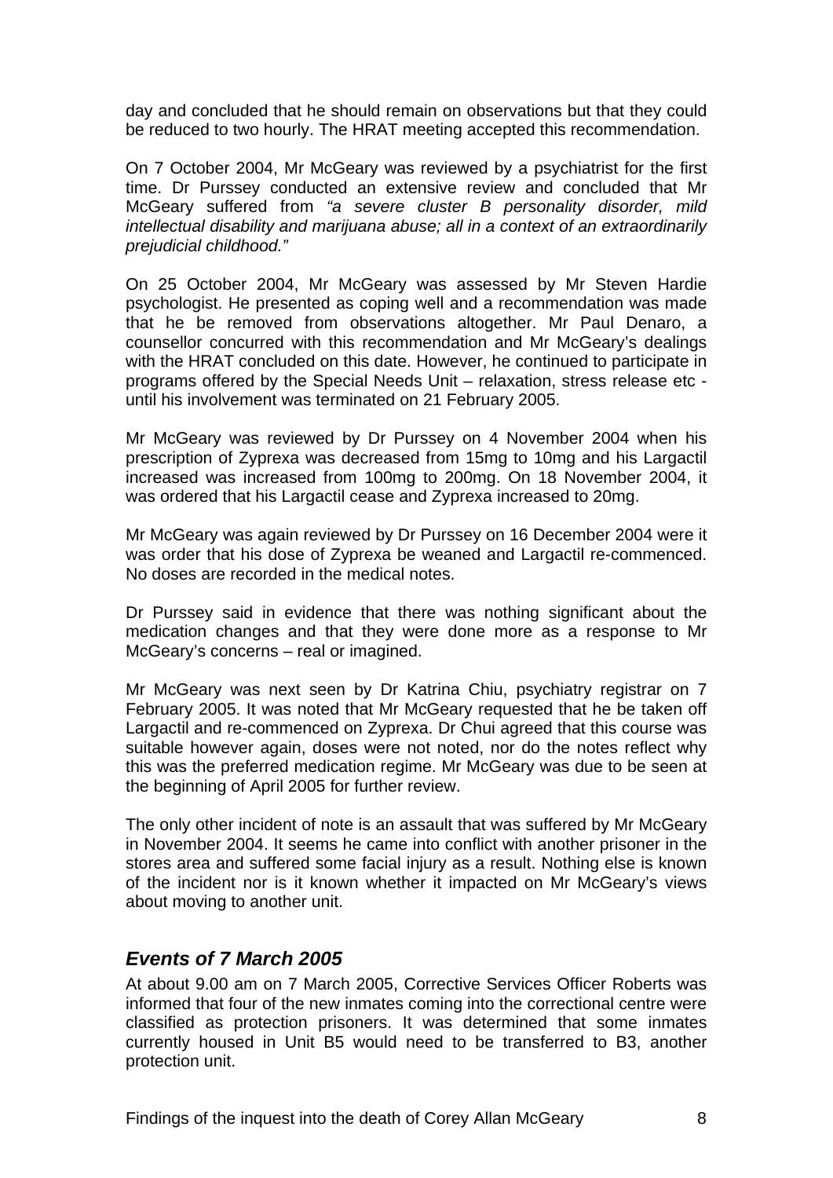day and concluded that he should remain on observations but that they could be reduced to two hourly. The HRAT meeting accepted this recommendation.

On 7 October 2004, Mr McGeary was reviewed by a psychiatrist for the first time. Dr Purssey conducted an extensive review and concluded that Mr McGeary suffered from *"a severe cluster B personality disorder, mild intellectual disability and marijuana abuse; all in a context of an extraordinarily prejudicial childhood."*

On 25 October 2004, Mr McGeary was assessed by Mr Steven Hardie psychologist. He presented as coping well and a recommendation was made that he be removed from observations altogether. Mr Paul Denaro, a counsellor concurred with this recommendation and Mr McGeary's dealings with the HRAT concluded on this date. However, he continued to participate in programs offered by the Special Needs Unit – relaxation, stress release etc - until his involvement was terminated on 21 February 2005.

Mr McGeary was reviewed by Dr Purssey on 4 November 2004 when his prescription of Zyprexa was decreased from 15mg to 10mg and his Largactil increased was increased from 100mg to 200mg. On 18 November 2004, it was ordered that his Largactil cease and Zyprexa increased to 20mg.

Mr McGeary was again reviewed by Dr Purssey on 16 December 2004 were it was order that his dose of Zyprexa be weaned and Largactil re-commenced. No doses are recorded in the medical notes.

Dr Purssey said in evidence that there was nothing significant about the medication changes and that they were done more as a response to Mr McGeary's concerns – real or imagined.

Mr McGeary was next seen by Dr Katrina Chiu, psychiatry registrar on 7 February 2005. It was noted that Mr McGeary requested that he be taken off Largactil and re-commenced on Zyprexa. Dr Chui agreed that this course was suitable however again, doses were not noted, nor do the notes reflect why this was the preferred medication regime. Mr McGeary was due to be seen at the beginning of April 2005 for further review.

The only other incident of note is an assault that was suffered by Mr McGeary in November 2004. It seems he came into conflict with another prisoner in the stores area and suffered some facial injury as a result. Nothing else is known of the incident nor is it known whether it impacted on Mr McGeary's views about moving to another unit.

## *Events of 7 March 2005*

At about 9.00 am on 7 March 2005, Corrective Services Officer Roberts was informed that four of the new inmates coming into the correctional centre were classified as protection prisoners. It was determined that some inmates currently housed in Unit B5 would need to be transferred to B3, another protection unit.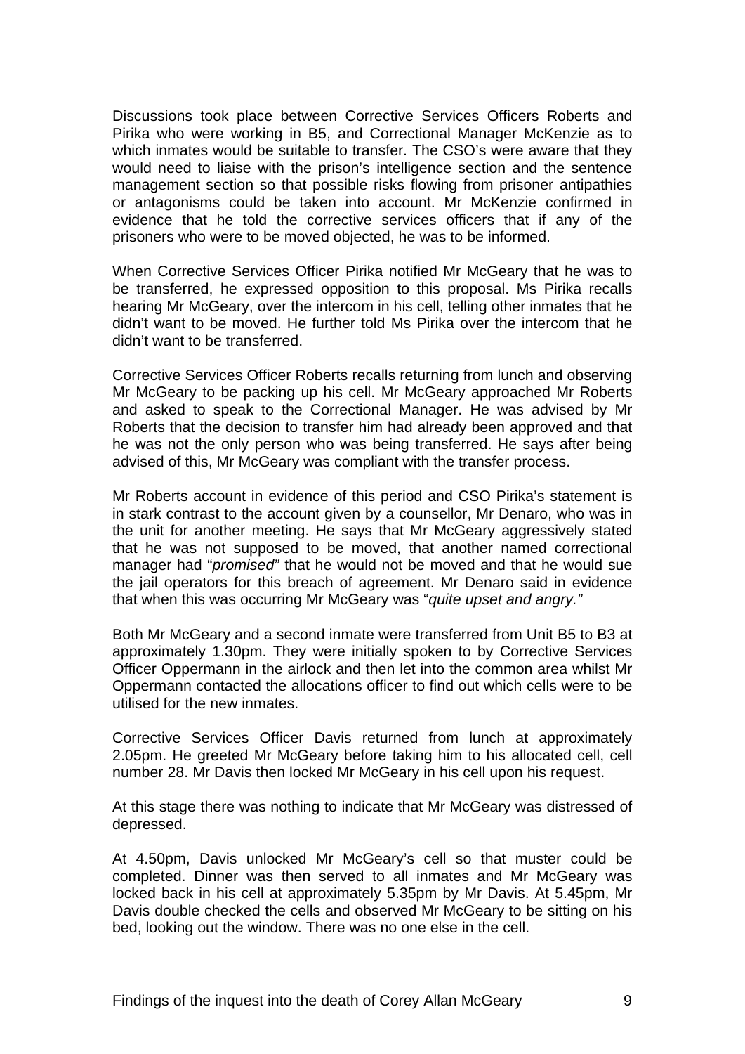Discussions took place between Corrective Services Officers Roberts and Pirika who were working in B5, and Correctional Manager McKenzie as to which inmates would be suitable to transfer. The CSO's were aware that they would need to liaise with the prison's intelligence section and the sentence management section so that possible risks flowing from prisoner antipathies or antagonisms could be taken into account. Mr McKenzie confirmed in evidence that he told the corrective services officers that if any of the prisoners who were to be moved objected, he was to be informed.

When Corrective Services Officer Pirika notified Mr McGeary that he was to be transferred, he expressed opposition to this proposal. Ms Pirika recalls hearing Mr McGeary, over the intercom in his cell, telling other inmates that he didn't want to be moved. He further told Ms Pirika over the intercom that he didn't want to be transferred.

Corrective Services Officer Roberts recalls returning from lunch and observing Mr McGeary to be packing up his cell. Mr McGeary approached Mr Roberts and asked to speak to the Correctional Manager. He was advised by Mr Roberts that the decision to transfer him had already been approved and that he was not the only person who was being transferred. He says after being advised of this, Mr McGeary was compliant with the transfer process.

Mr Roberts account in evidence of this period and CSO Pirika's statement is in stark contrast to the account given by a counsellor, Mr Denaro, who was in the unit for another meeting. He says that Mr McGeary aggressively stated that he was not supposed to be moved, that another named correctional manager had "*promised"* that he would not be moved and that he would sue the jail operators for this breach of agreement. Mr Denaro said in evidence that when this was occurring Mr McGeary was "*quite upset and angry."*

Both Mr McGeary and a second inmate were transferred from Unit B5 to B3 at approximately 1.30pm. They were initially spoken to by Corrective Services Officer Oppermann in the airlock and then let into the common area whilst Mr Oppermann contacted the allocations officer to find out which cells were to be utilised for the new inmates.

Corrective Services Officer Davis returned from lunch at approximately 2.05pm. He greeted Mr McGeary before taking him to his allocated cell, cell number 28. Mr Davis then locked Mr McGeary in his cell upon his request.

At this stage there was nothing to indicate that Mr McGeary was distressed of depressed.

At 4.50pm, Davis unlocked Mr McGeary's cell so that muster could be completed. Dinner was then served to all inmates and Mr McGeary was locked back in his cell at approximately 5.35pm by Mr Davis. At 5.45pm, Mr Davis double checked the cells and observed Mr McGeary to be sitting on his bed, looking out the window. There was no one else in the cell.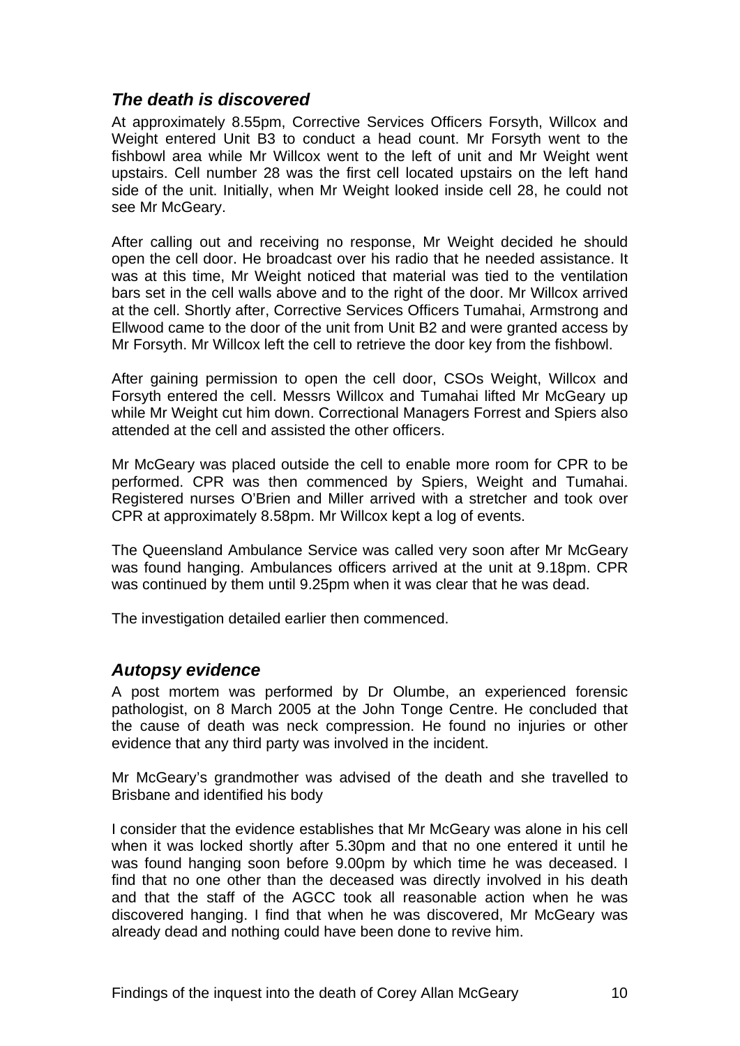### *The death is discovered*

At approximately 8.55pm, Corrective Services Officers Forsyth, Willcox and Weight entered Unit B3 to conduct a head count. Mr Forsyth went to the fishbowl area while Mr Willcox went to the left of unit and Mr Weight went upstairs. Cell number 28 was the first cell located upstairs on the left hand side of the unit. Initially, when Mr Weight looked inside cell 28, he could not see Mr McGeary.

After calling out and receiving no response, Mr Weight decided he should open the cell door. He broadcast over his radio that he needed assistance. It was at this time, Mr Weight noticed that material was tied to the ventilation bars set in the cell walls above and to the right of the door. Mr Willcox arrived at the cell. Shortly after, Corrective Services Officers Tumahai, Armstrong and Ellwood came to the door of the unit from Unit B2 and were granted access by Mr Forsyth. Mr Willcox left the cell to retrieve the door key from the fishbowl.

After gaining permission to open the cell door, CSOs Weight, Willcox and Forsyth entered the cell. Messrs Willcox and Tumahai lifted Mr McGeary up while Mr Weight cut him down. Correctional Managers Forrest and Spiers also attended at the cell and assisted the other officers.

Mr McGeary was placed outside the cell to enable more room for CPR to be performed. CPR was then commenced by Spiers, Weight and Tumahai. Registered nurses O'Brien and Miller arrived with a stretcher and took over CPR at approximately 8.58pm. Mr Willcox kept a log of events.

The Queensland Ambulance Service was called very soon after Mr McGeary was found hanging. Ambulances officers arrived at the unit at 9.18pm. CPR was continued by them until 9.25pm when it was clear that he was dead.

The investigation detailed earlier then commenced.

### *Autopsy evidence*

A post mortem was performed by Dr Olumbe, an experienced forensic pathologist, on 8 March 2005 at the John Tonge Centre. He concluded that the cause of death was neck compression. He found no injuries or other evidence that any third party was involved in the incident.

Mr McGeary's grandmother was advised of the death and she travelled to Brisbane and identified his body

I consider that the evidence establishes that Mr McGeary was alone in his cell when it was locked shortly after 5.30pm and that no one entered it until he was found hanging soon before 9.00pm by which time he was deceased. I find that no one other than the deceased was directly involved in his death and that the staff of the AGCC took all reasonable action when he was discovered hanging. I find that when he was discovered, Mr McGeary was already dead and nothing could have been done to revive him.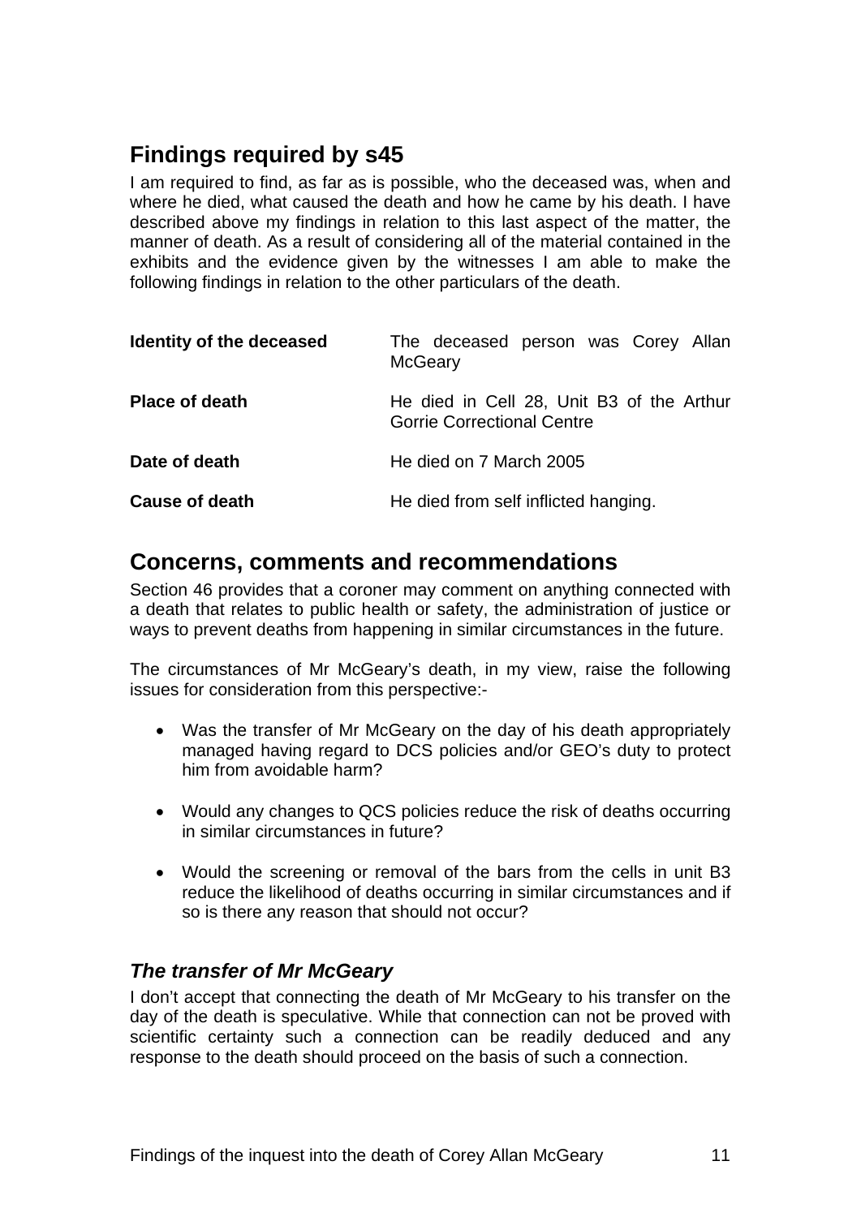## Findings required by s45

I am required to find, as far as is possible, who the deceased was, when and where he died, what caused the death and how he came by his death. I have described above my findings in relation to this last aspect of the matter, the manner of death. As a result of considering all of the material contained in the exhibits and the evidence given by the witnesses I am able to make the following findings in relation to the other particulars of the death.

| | |
|---|---|
| **Identity of the deceased** | The deceased person was Corey Allan McGeary |
| **Place of death** | He died in Cell 28, Unit B3 of the Arthur Gorrie Correctional Centre |
| **Date of death** | He died on 7 March 2005 |
| **Cause of death** | He died from self inflicted hanging. |

## Concerns, comments and recommendations

Section 46 provides that a coroner may comment on anything connected with a death that relates to public health or safety, the administration of justice or ways to prevent deaths from happening in similar circumstances in the future.

The circumstances of Mr McGeary's death, in my view, raise the following issues for consideration from this perspective:-

- Was the transfer of Mr McGeary on the day of his death appropriately managed having regard to DCS policies and/or GEO's duty to protect him from avoidable harm?
- Would any changes to QCS policies reduce the risk of deaths occurring in similar circumstances in future?
- Would the screening or removal of the bars from the cells in unit B3 reduce the likelihood of deaths occurring in similar circumstances and if so is there any reason that should not occur?

### *The transfer of Mr McGeary*

I don't accept that connecting the death of Mr McGeary to his transfer on the day of the death is speculative. While that connection can not be proved with scientific certainty such a connection can be readily deduced and any response to the death should proceed on the basis of such a connection.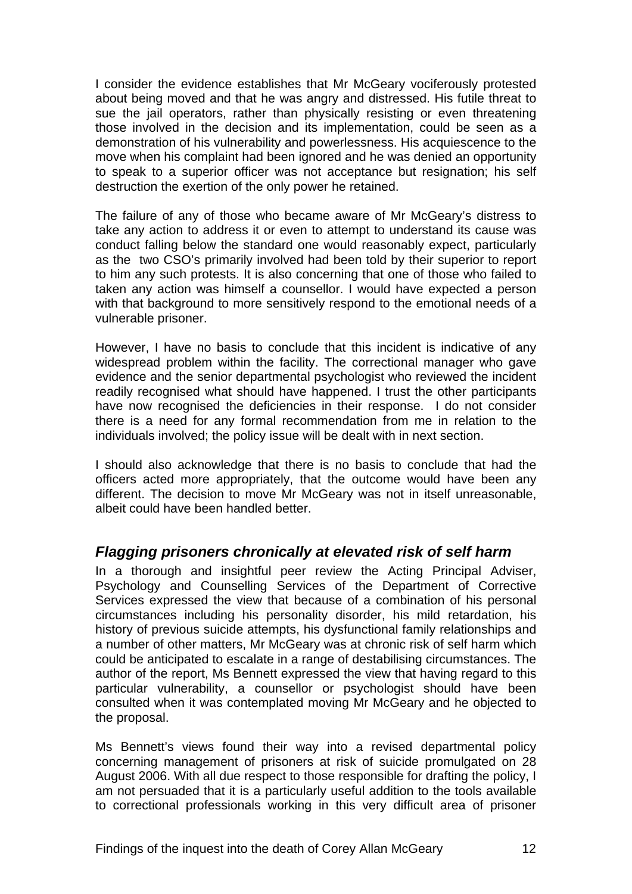I consider the evidence establishes that Mr McGeary vociferously protested about being moved and that he was angry and distressed. His futile threat to sue the jail operators, rather than physically resisting or even threatening those involved in the decision and its implementation, could be seen as a demonstration of his vulnerability and powerlessness. His acquiescence to the move when his complaint had been ignored and he was denied an opportunity to speak to a superior officer was not acceptance but resignation; his self destruction the exertion of the only power he retained.

The failure of any of those who became aware of Mr McGeary's distress to take any action to address it or even to attempt to understand its cause was conduct falling below the standard one would reasonably expect, particularly as the two CSO's primarily involved had been told by their superior to report to him any such protests. It is also concerning that one of those who failed to taken any action was himself a counsellor. I would have expected a person with that background to more sensitively respond to the emotional needs of a vulnerable prisoner.

However, I have no basis to conclude that this incident is indicative of any widespread problem within the facility. The correctional manager who gave evidence and the senior departmental psychologist who reviewed the incident readily recognised what should have happened. I trust the other participants have now recognised the deficiencies in their response. I do not consider there is a need for any formal recommendation from me in relation to the individuals involved; the policy issue will be dealt with in next section.

I should also acknowledge that there is no basis to conclude that had the officers acted more appropriately, that the outcome would have been any different. The decision to move Mr McGeary was not in itself unreasonable, albeit could have been handled better.

### *Flagging prisoners chronically at elevated risk of self harm*

In a thorough and insightful peer review the Acting Principal Adviser, Psychology and Counselling Services of the Department of Corrective Services expressed the view that because of a combination of his personal circumstances including his personality disorder, his mild retardation, his history of previous suicide attempts, his dysfunctional family relationships and a number of other matters, Mr McGeary was at chronic risk of self harm which could be anticipated to escalate in a range of destabilising circumstances. The author of the report, Ms Bennett expressed the view that having regard to this particular vulnerability, a counsellor or psychologist should have been consulted when it was contemplated moving Mr McGeary and he objected to the proposal.

Ms Bennett's views found their way into a revised departmental policy concerning management of prisoners at risk of suicide promulgated on 28 August 2006. With all due respect to those responsible for drafting the policy, I am not persuaded that it is a particularly useful addition to the tools available to correctional professionals working in this very difficult area of prisoner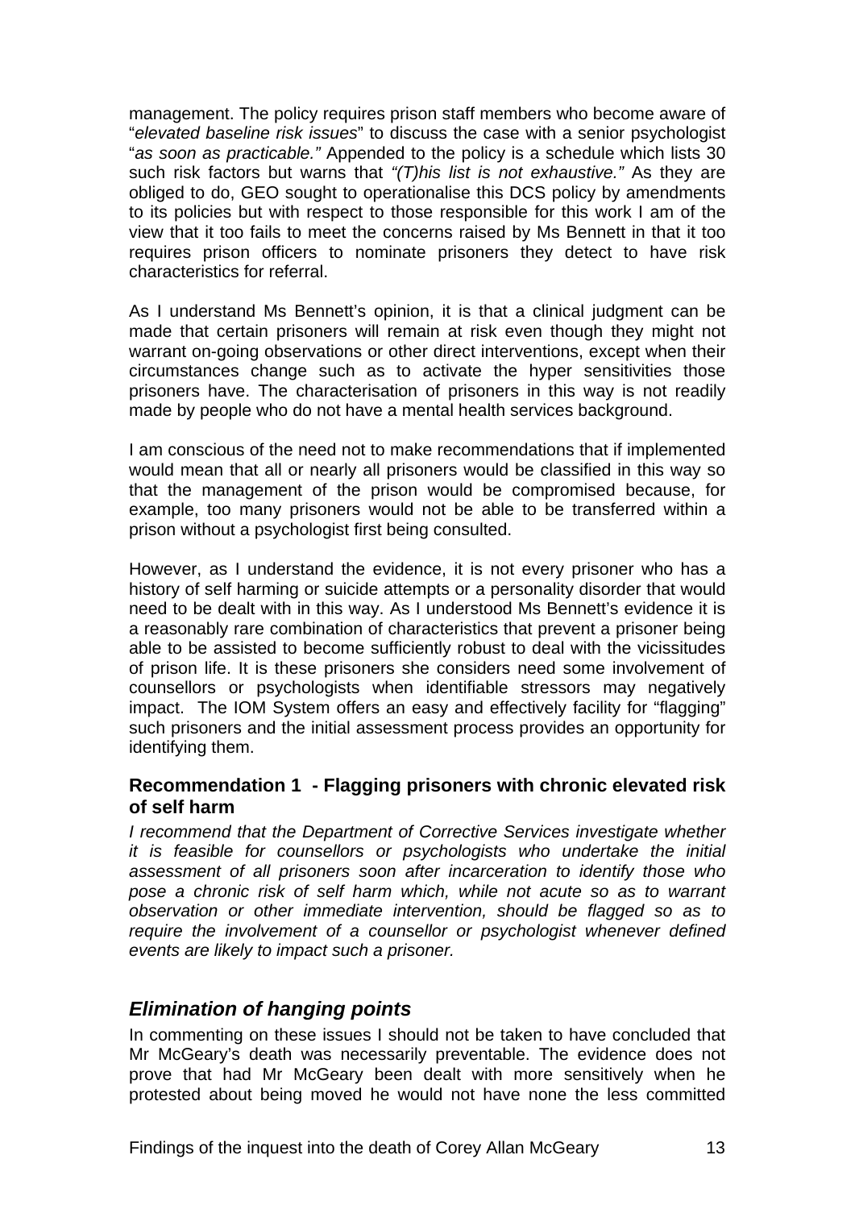management. The policy requires prison staff members who become aware of "*elevated baseline risk issues*" to discuss the case with a senior psychologist "*as soon as practicable.*" Appended to the policy is a schedule which lists 30 such risk factors but warns that *"(T)his list is not exhaustive."* As they are obliged to do, GEO sought to operationalise this DCS policy by amendments to its policies but with respect to those responsible for this work I am of the view that it too fails to meet the concerns raised by Ms Bennett in that it too requires prison officers to nominate prisoners they detect to have risk characteristics for referral.

As I understand Ms Bennett's opinion, it is that a clinical judgment can be made that certain prisoners will remain at risk even though they might not warrant on-going observations or other direct interventions, except when their circumstances change such as to activate the hyper sensitivities those prisoners have. The characterisation of prisoners in this way is not readily made by people who do not have a mental health services background.

I am conscious of the need not to make recommendations that if implemented would mean that all or nearly all prisoners would be classified in this way so that the management of the prison would be compromised because, for example, too many prisoners would not be able to be transferred within a prison without a psychologist first being consulted.

However, as I understand the evidence, it is not every prisoner who has a history of self harming or suicide attempts or a personality disorder that would need to be dealt with in this way. As I understood Ms Bennett's evidence it is a reasonably rare combination of characteristics that prevent a prisoner being able to be assisted to become sufficiently robust to deal with the vicissitudes of prison life. It is these prisoners she considers need some involvement of counsellors or psychologists when identifiable stressors may negatively impact. The IOM System offers an easy and effectively facility for "flagging" such prisoners and the initial assessment process provides an opportunity for identifying them.

### Recommendation 1 - Flagging prisoners with chronic elevated risk of self harm

*I recommend that the Department of Corrective Services investigate whether it is feasible for counsellors or psychologists who undertake the initial assessment of all prisoners soon after incarceration to identify those who pose a chronic risk of self harm which, while not acute so as to warrant observation or other immediate intervention, should be flagged so as to require the involvement of a counsellor or psychologist whenever defined events are likely to impact such a prisoner.*

## *Elimination of hanging points*

In commenting on these issues I should not be taken to have concluded that Mr McGeary's death was necessarily preventable. The evidence does not prove that had Mr McGeary been dealt with more sensitively when he protested about being moved he would not have none the less committed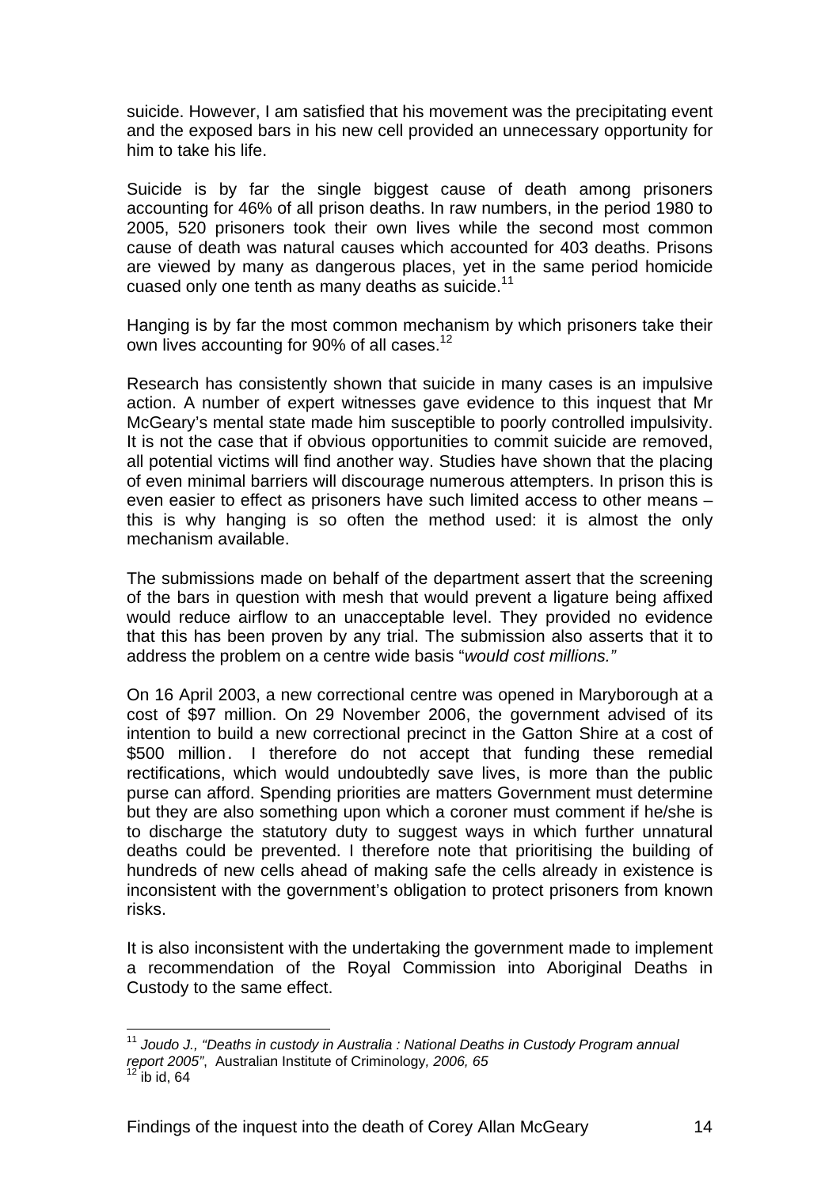suicide. However, I am satisfied that his movement was the precipitating event and the exposed bars in his new cell provided an unnecessary opportunity for him to take his life.

Suicide is by far the single biggest cause of death among prisoners accounting for 46% of all prison deaths. In raw numbers, in the period 1980 to 2005, 520 prisoners took their own lives while the second most common cause of death was natural causes which accounted for 403 deaths. Prisons are viewed by many as dangerous places, yet in the same period homicide cuased only one tenth as many deaths as suicide.[11]

Hanging is by far the most common mechanism by which prisoners take their own lives accounting for 90% of all cases.[12]

Research has consistently shown that suicide in many cases is an impulsive action. A number of expert witnesses gave evidence to this inquest that Mr McGeary's mental state made him susceptible to poorly controlled impulsivity. It is not the case that if obvious opportunities to commit suicide are removed, all potential victims will find another way. Studies have shown that the placing of even minimal barriers will discourage numerous attempters. In prison this is even easier to effect as prisoners have such limited access to other means – this is why hanging is so often the method used: it is almost the only mechanism available.

The submissions made on behalf of the department assert that the screening of the bars in question with mesh that would prevent a ligature being affixed would reduce airflow to an unacceptable level. They provided no evidence that this has been proven by any trial. The submission also asserts that it to address the problem on a centre wide basis "*would cost millions.*"

On 16 April 2003, a new correctional centre was opened in Maryborough at a cost of $97 million. On 29 November 2006, the government advised of its intention to build a new correctional precinct in the Gatton Shire at a cost of $500 million. I therefore do not accept that funding these remedial rectifications, which would undoubtedly save lives, is more than the public purse can afford. Spending priorities are matters Government must determine but they are also something upon which a coroner must comment if he/she is to discharge the statutory duty to suggest ways in which further unnatural deaths could be prevented. I therefore note that prioritising the building of hundreds of new cells ahead of making safe the cells already in existence is inconsistent with the government's obligation to protect prisoners from known risks.

It is also inconsistent with the undertaking the government made to implement a recommendation of the Royal Commission into Aboriginal Deaths in Custody to the same effect.

---

[11] *Joudo J., "Deaths in custody in Australia : National Deaths in Custody Program annual report 2005"*, Australian Institute of Criminology*, 2006, 65*

[12] ib id, 64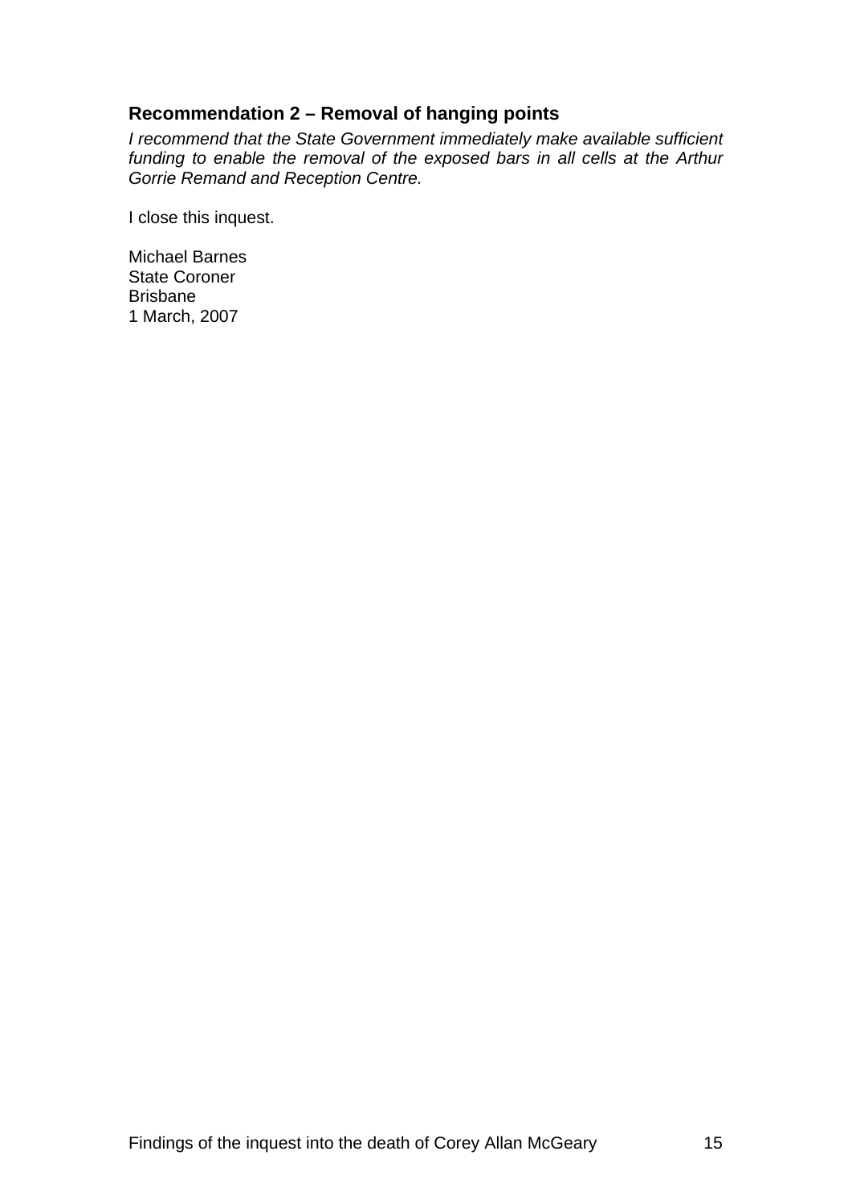### Recommendation 2 – Removal of hanging points

*I recommend that the State Government immediately make available sufficient funding to enable the removal of the exposed bars in all cells at the Arthur Gorrie Remand and Reception Centre.*

I close this inquest.

Michael Barnes  
State Coroner  
Brisbane  
1 March, 2007